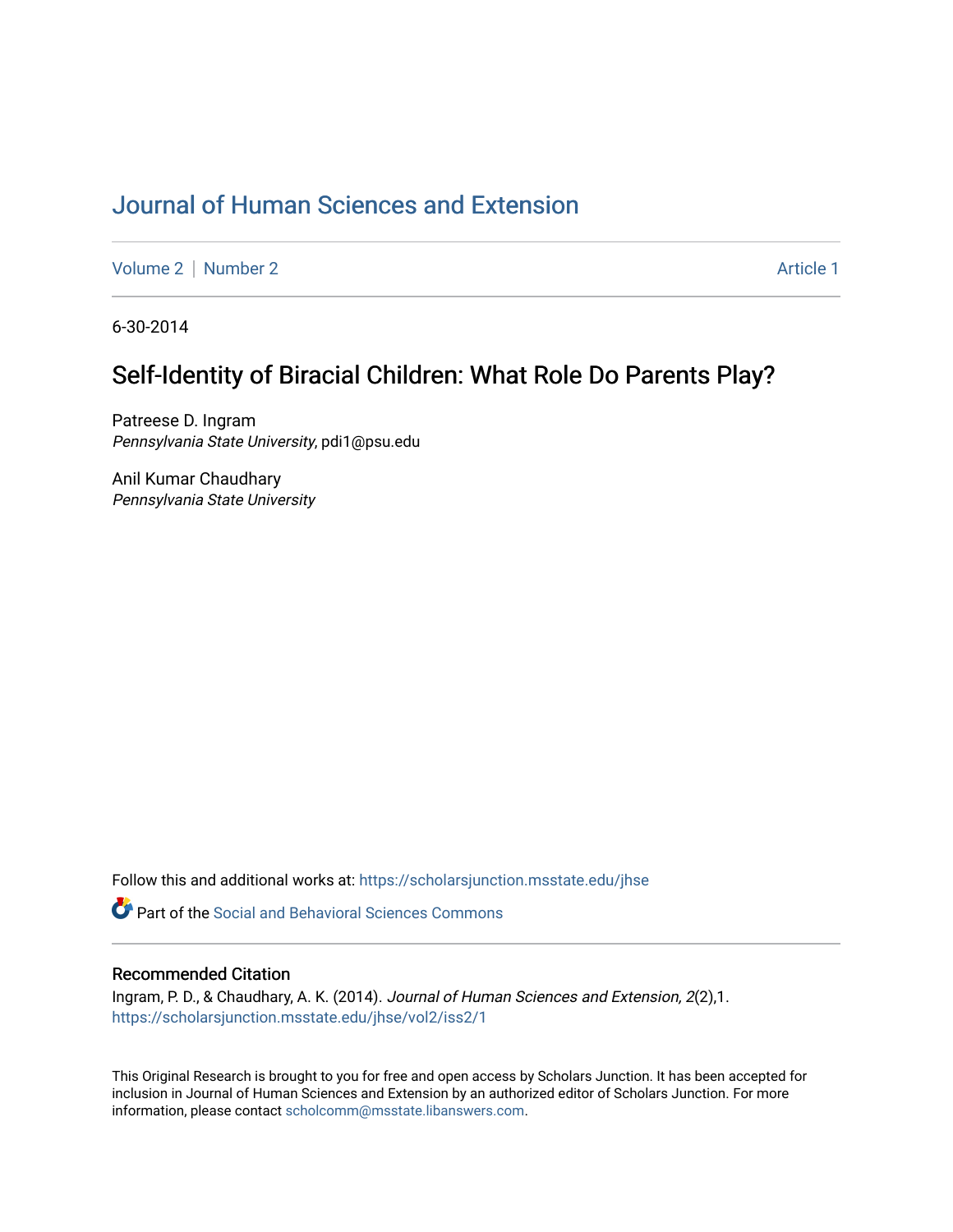# Journal of Human Sciences and Extension

Volume 2 | Number 2 — Article 1

6-30-2014

## Self-Identity of Biracial Children: What Role Do Parents Play?

Patreese D. Ingram
*Pennsylvania State University*, pdi1@psu.edu

Anil Kumar Chaudhary
*Pennsylvania State University*

Follow this and additional works at: https://scholarsjunction.msstate.edu/jhse

Part of the Social and Behavioral Sciences Commons

### Recommended Citation

Ingram, P. D., & Chaudhary, A. K. (2014). *Journal of Human Sciences and Extension, 2*(2),1. https://scholarsjunction.msstate.edu/jhse/vol2/iss2/1

This Original Research is brought to you for free and open access by Scholars Junction. It has been accepted for inclusion in Journal of Human Sciences and Extension by an authorized editor of Scholars Junction. For more information, please contact scholcomm@msstate.libanswers.com.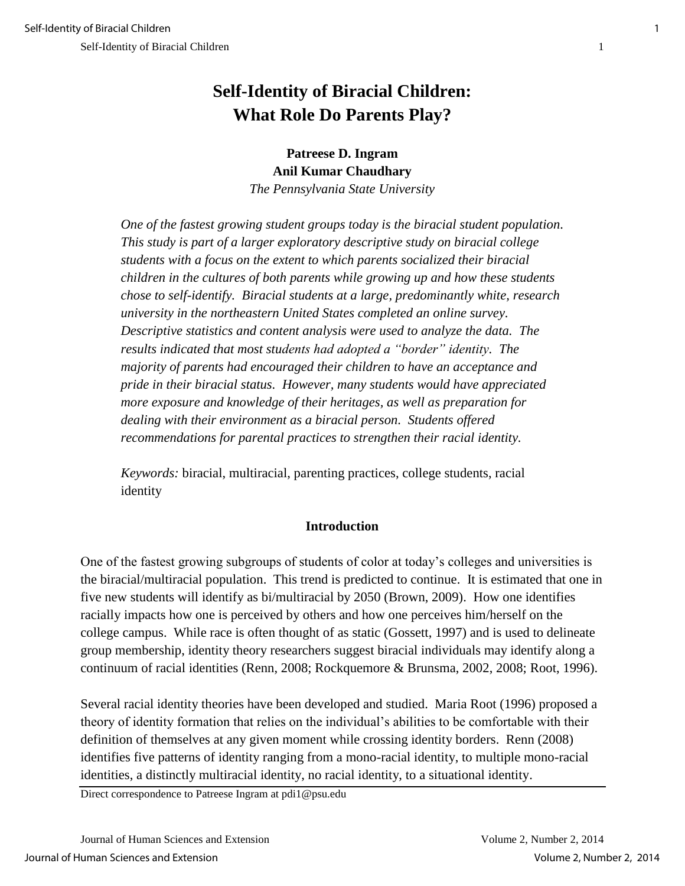# Self-Identity of Biracial Children: What Role Do Parents Play?

**Patreese D. Ingram**
**Anil Kumar Chaudhary**
*The Pennsylvania State University*

*One of the fastest growing student groups today is the biracial student population. This study is part of a larger exploratory descriptive study on biracial college students with a focus on the extent to which parents socialized their biracial children in the cultures of both parents while growing up and how these students chose to self-identify. Biracial students at a large, predominantly white, research university in the northeastern United States completed an online survey. Descriptive statistics and content analysis were used to analyze the data. The results indicated that most students had adopted a "border" identity. The majority of parents had encouraged their children to have an acceptance and pride in their biracial status. However, many students would have appreciated more exposure and knowledge of their heritages, as well as preparation for dealing with their environment as a biracial person. Students offered recommendations for parental practices to strengthen their racial identity.*

*Keywords:* biracial, multiracial, parenting practices, college students, racial identity

## Introduction

One of the fastest growing subgroups of students of color at today's colleges and universities is the biracial/multiracial population. This trend is predicted to continue. It is estimated that one in five new students will identify as bi/multiracial by 2050 (Brown, 2009). How one identifies racially impacts how one is perceived by others and how one perceives him/herself on the college campus. While race is often thought of as static (Gossett, 1997) and is used to delineate group membership, identity theory researchers suggest biracial individuals may identify along a continuum of racial identities (Renn, 2008; Rockquemore & Brunsma, 2002, 2008; Root, 1996).

Several racial identity theories have been developed and studied. Maria Root (1996) proposed a theory of identity formation that relies on the individual's abilities to be comfortable with their definition of themselves at any given moment while crossing identity borders. Renn (2008) identifies five patterns of identity ranging from a mono-racial identity, to multiple mono-racial identities, a distinctly multiracial identity, no racial identity, to a situational identity.

Direct correspondence to Patreese Ingram at pdi1@psu.edu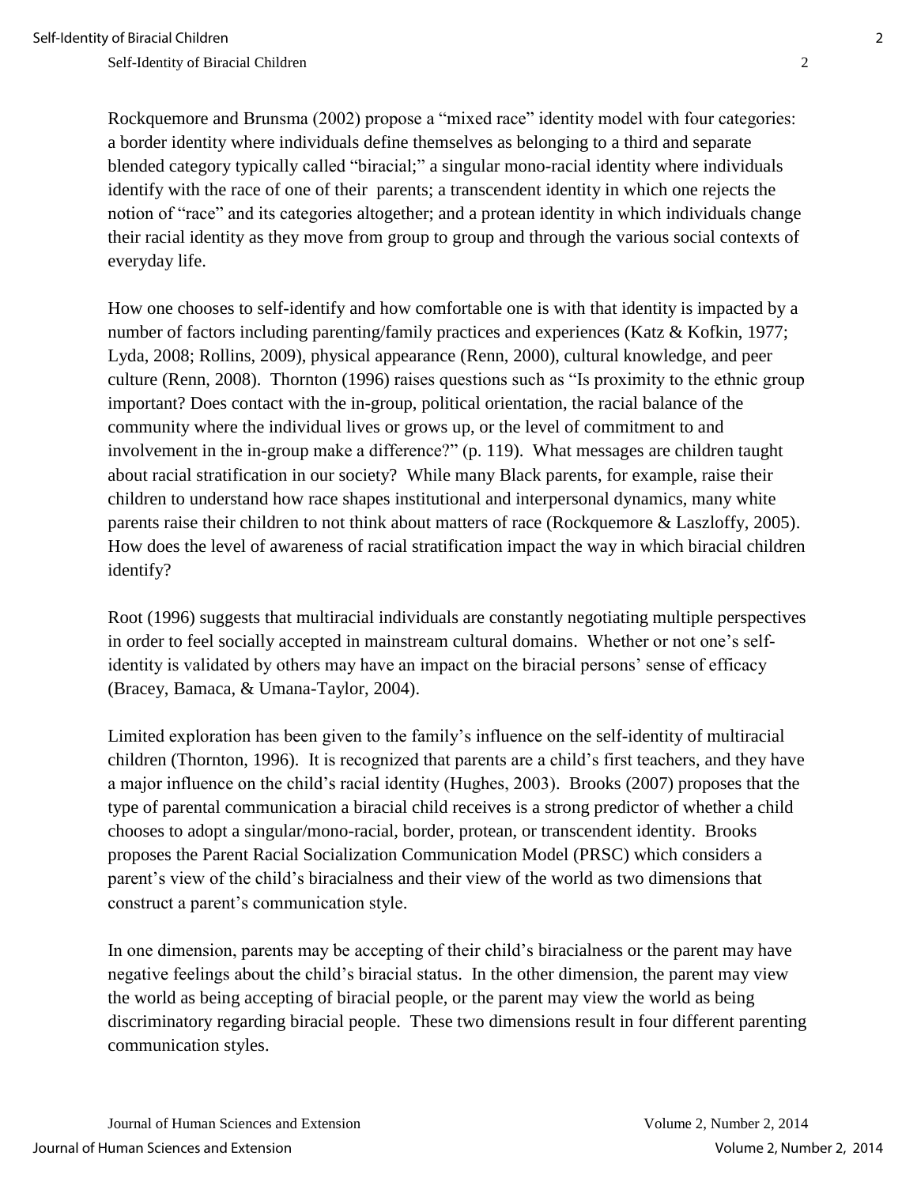Rockquemore and Brunsma (2002) propose a "mixed race" identity model with four categories: a border identity where individuals define themselves as belonging to a third and separate blended category typically called "biracial;" a singular mono-racial identity where individuals identify with the race of one of their parents; a transcendent identity in which one rejects the notion of "race" and its categories altogether; and a protean identity in which individuals change their racial identity as they move from group to group and through the various social contexts of everyday life.

How one chooses to self-identify and how comfortable one is with that identity is impacted by a number of factors including parenting/family practices and experiences (Katz & Kofkin, 1977; Lyda, 2008; Rollins, 2009), physical appearance (Renn, 2000), cultural knowledge, and peer culture (Renn, 2008). Thornton (1996) raises questions such as "Is proximity to the ethnic group important? Does contact with the in-group, political orientation, the racial balance of the community where the individual lives or grows up, or the level of commitment to and involvement in the in-group make a difference?" (p. 119). What messages are children taught about racial stratification in our society? While many Black parents, for example, raise their children to understand how race shapes institutional and interpersonal dynamics, many white parents raise their children to not think about matters of race (Rockquemore & Laszloffy, 2005). How does the level of awareness of racial stratification impact the way in which biracial children identify?

Root (1996) suggests that multiracial individuals are constantly negotiating multiple perspectives in order to feel socially accepted in mainstream cultural domains. Whether or not one's self-identity is validated by others may have an impact on the biracial persons' sense of efficacy (Bracey, Bamaca, & Umana-Taylor, 2004).

Limited exploration has been given to the family's influence on the self-identity of multiracial children (Thornton, 1996). It is recognized that parents are a child's first teachers, and they have a major influence on the child's racial identity (Hughes, 2003). Brooks (2007) proposes that the type of parental communication a biracial child receives is a strong predictor of whether a child chooses to adopt a singular/mono-racial, border, protean, or transcendent identity. Brooks proposes the Parent Racial Socialization Communication Model (PRSC) which considers a parent's view of the child's biracialness and their view of the world as two dimensions that construct a parent's communication style.

In one dimension, parents may be accepting of their child's biracialness or the parent may have negative feelings about the child's biracial status. In the other dimension, the parent may view the world as being accepting of biracial people, or the parent may view the world as being discriminatory regarding biracial people. These two dimensions result in four different parenting communication styles.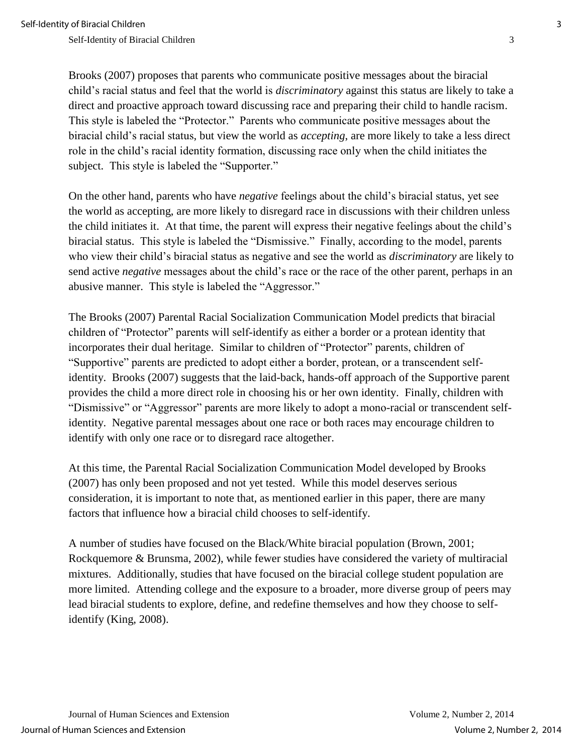Brooks (2007) proposes that parents who communicate positive messages about the biracial child's racial status and feel that the world is *discriminatory* against this status are likely to take a direct and proactive approach toward discussing race and preparing their child to handle racism. This style is labeled the "Protector." Parents who communicate positive messages about the biracial child's racial status, but view the world as *accepting*, are more likely to take a less direct role in the child's racial identity formation, discussing race only when the child initiates the subject. This style is labeled the "Supporter."

On the other hand, parents who have *negative* feelings about the child's biracial status, yet see the world as accepting, are more likely to disregard race in discussions with their children unless the child initiates it. At that time, the parent will express their negative feelings about the child's biracial status. This style is labeled the "Dismissive." Finally, according to the model, parents who view their child's biracial status as negative and see the world as *discriminatory* are likely to send active *negative* messages about the child's race or the race of the other parent, perhaps in an abusive manner. This style is labeled the "Aggressor."

The Brooks (2007) Parental Racial Socialization Communication Model predicts that biracial children of "Protector" parents will self-identify as either a border or a protean identity that incorporates their dual heritage. Similar to children of "Protector" parents, children of "Supportive" parents are predicted to adopt either a border, protean, or a transcendent self-identity. Brooks (2007) suggests that the laid-back, hands-off approach of the Supportive parent provides the child a more direct role in choosing his or her own identity. Finally, children with "Dismissive" or "Aggressor" parents are more likely to adopt a mono-racial or transcendent self-identity. Negative parental messages about one race or both races may encourage children to identify with only one race or to disregard race altogether.

At this time, the Parental Racial Socialization Communication Model developed by Brooks (2007) has only been proposed and not yet tested. While this model deserves serious consideration, it is important to note that, as mentioned earlier in this paper, there are many factors that influence how a biracial child chooses to self-identify.

A number of studies have focused on the Black/White biracial population (Brown, 2001; Rockquemore & Brunsma, 2002), while fewer studies have considered the variety of multiracial mixtures. Additionally, studies that have focused on the biracial college student population are more limited. Attending college and the exposure to a broader, more diverse group of peers may lead biracial students to explore, define, and redefine themselves and how they choose to self-identify (King, 2008).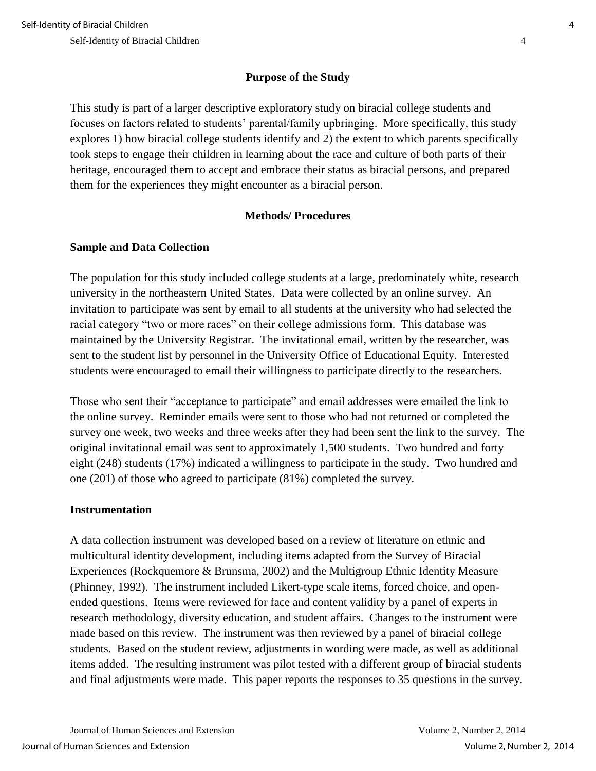## Purpose of the Study

This study is part of a larger descriptive exploratory study on biracial college students and focuses on factors related to students' parental/family upbringing. More specifically, this study explores 1) how biracial college students identify and 2) the extent to which parents specifically took steps to engage their children in learning about the race and culture of both parts of their heritage, encouraged them to accept and embrace their status as biracial persons, and prepared them for the experiences they might encounter as a biracial person.

## Methods/ Procedures

### Sample and Data Collection

The population for this study included college students at a large, predominately white, research university in the northeastern United States. Data were collected by an online survey. An invitation to participate was sent by email to all students at the university who had selected the racial category "two or more races" on their college admissions form. This database was maintained by the University Registrar. The invitational email, written by the researcher, was sent to the student list by personnel in the University Office of Educational Equity. Interested students were encouraged to email their willingness to participate directly to the researchers.

Those who sent their "acceptance to participate" and email addresses were emailed the link to the online survey. Reminder emails were sent to those who had not returned or completed the survey one week, two weeks and three weeks after they had been sent the link to the survey. The original invitational email was sent to approximately 1,500 students. Two hundred and forty eight (248) students (17%) indicated a willingness to participate in the study. Two hundred and one (201) of those who agreed to participate (81%) completed the survey.

### Instrumentation

A data collection instrument was developed based on a review of literature on ethnic and multicultural identity development, including items adapted from the Survey of Biracial Experiences (Rockquemore & Brunsma, 2002) and the Multigroup Ethnic Identity Measure (Phinney, 1992). The instrument included Likert-type scale items, forced choice, and open-ended questions. Items were reviewed for face and content validity by a panel of experts in research methodology, diversity education, and student affairs. Changes to the instrument were made based on this review. The instrument was then reviewed by a panel of biracial college students. Based on the student review, adjustments in wording were made, as well as additional items added. The resulting instrument was pilot tested with a different group of biracial students and final adjustments were made. This paper reports the responses to 35 questions in the survey.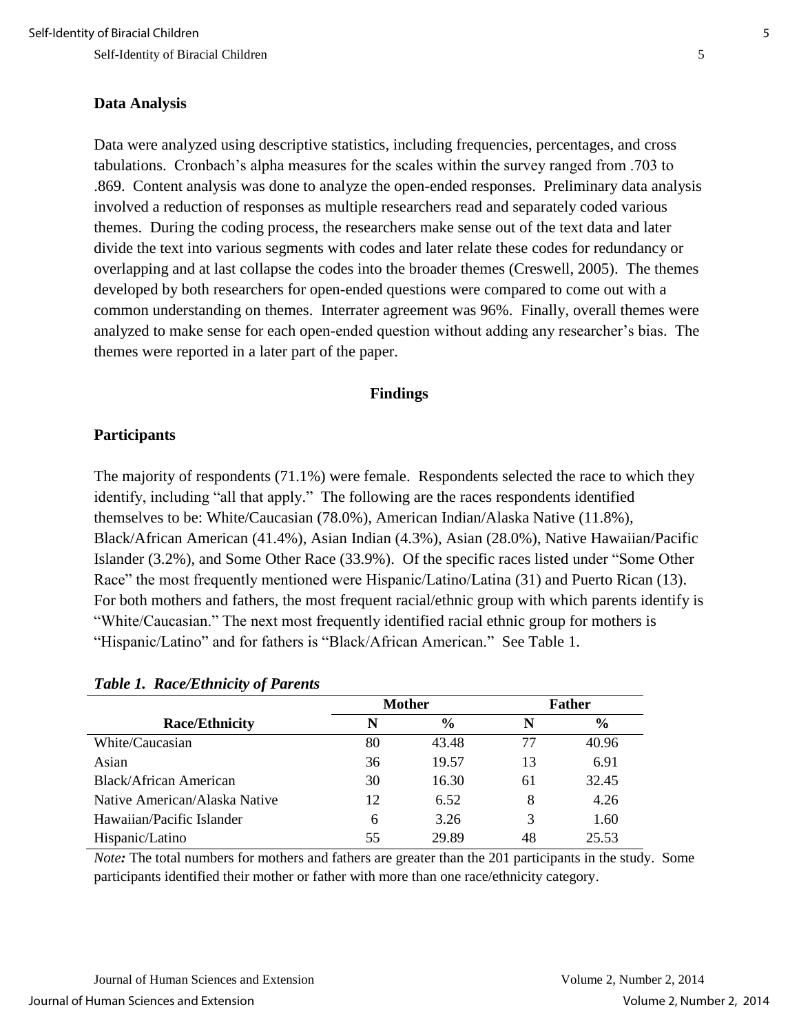### Data Analysis

Data were analyzed using descriptive statistics, including frequencies, percentages, and cross tabulations. Cronbach's alpha measures for the scales within the survey ranged from .703 to .869. Content analysis was done to analyze the open-ended responses. Preliminary data analysis involved a reduction of responses as multiple researchers read and separately coded various themes. During the coding process, the researchers make sense out of the text data and later divide the text into various segments with codes and later relate these codes for redundancy or overlapping and at last collapse the codes into the broader themes (Creswell, 2005). The themes developed by both researchers for open-ended questions were compared to come out with a common understanding on themes. Interrater agreement was 96%. Finally, overall themes were analyzed to make sense for each open-ended question without adding any researcher's bias. The themes were reported in a later part of the paper.

## Findings

### Participants

The majority of respondents (71.1%) were female. Respondents selected the race to which they identify, including "all that apply." The following are the races respondents identified themselves to be: White/Caucasian (78.0%), American Indian/Alaska Native (11.8%), Black/African American (41.4%), Asian Indian (4.3%), Asian (28.0%), Native Hawaiian/Pacific Islander (3.2%), and Some Other Race (33.9%). Of the specific races listed under "Some Other Race" the most frequently mentioned were Hispanic/Latino/Latina (31) and Puerto Rican (13). For both mothers and fathers, the most frequent racial/ethnic group with which parents identify is "White/Caucasian." The next most frequently identified racial ethnic group for mothers is "Hispanic/Latino" and for fathers is "Black/African American." See Table 1.

***Table 1. Race/Ethnicity of Parents***

| | **Mother** | | **Father** | |
|---|---|---|---|---|
| **Race/Ethnicity** | **N** | **%** | **N** | **%** |
| White/Caucasian | 80 | 43.48 | 77 | 40.96 |
| Asian | 36 | 19.57 | 13 | 6.91 |
| Black/African American | 30 | 16.30 | 61 | 32.45 |
| Native American/Alaska Native | 12 | 6.52 | 8 | 4.26 |
| Hawaiian/Pacific Islander | 6 | 3.26 | 3 | 1.60 |
| Hispanic/Latino | 55 | 29.89 | 48 | 25.53 |

*Note:* The total numbers for mothers and fathers are greater than the 201 participants in the study. Some participants identified their mother or father with more than one race/ethnicity category.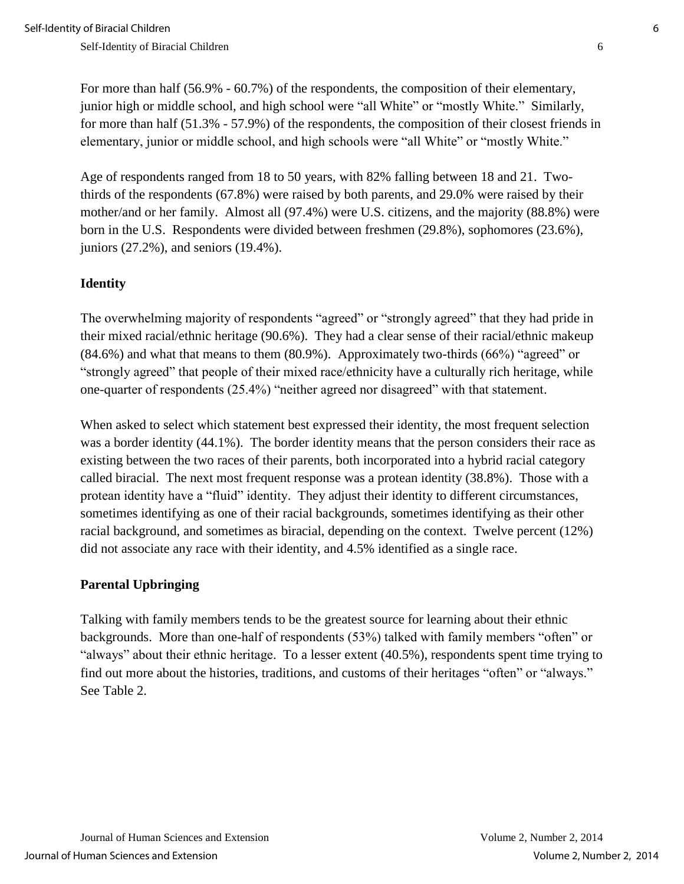For more than half (56.9% - 60.7%) of the respondents, the composition of their elementary, junior high or middle school, and high school were "all White" or "mostly White." Similarly, for more than half (51.3% - 57.9%) of the respondents, the composition of their closest friends in elementary, junior or middle school, and high schools were "all White" or "mostly White."

Age of respondents ranged from 18 to 50 years, with 82% falling between 18 and 21. Two-thirds of the respondents (67.8%) were raised by both parents, and 29.0% were raised by their mother/and or her family. Almost all (97.4%) were U.S. citizens, and the majority (88.8%) were born in the U.S. Respondents were divided between freshmen (29.8%), sophomores (23.6%), juniors (27.2%), and seniors (19.4%).

**Identity**

The overwhelming majority of respondents "agreed" or "strongly agreed" that they had pride in their mixed racial/ethnic heritage (90.6%). They had a clear sense of their racial/ethnic makeup (84.6%) and what that means to them (80.9%). Approximately two-thirds (66%) "agreed" or "strongly agreed" that people of their mixed race/ethnicity have a culturally rich heritage, while one-quarter of respondents (25.4%) "neither agreed nor disagreed" with that statement.

When asked to select which statement best expressed their identity, the most frequent selection was a border identity (44.1%). The border identity means that the person considers their race as existing between the two races of their parents, both incorporated into a hybrid racial category called biracial. The next most frequent response was a protean identity (38.8%). Those with a protean identity have a "fluid" identity. They adjust their identity to different circumstances, sometimes identifying as one of their racial backgrounds, sometimes identifying as their other racial background, and sometimes as biracial, depending on the context. Twelve percent (12%) did not associate any race with their identity, and 4.5% identified as a single race.

**Parental Upbringing**

Talking with family members tends to be the greatest source for learning about their ethnic backgrounds. More than one-half of respondents (53%) talked with family members "often" or "always" about their ethnic heritage. To a lesser extent (40.5%), respondents spent time trying to find out more about the histories, traditions, and customs of their heritages "often" or "always." See Table 2.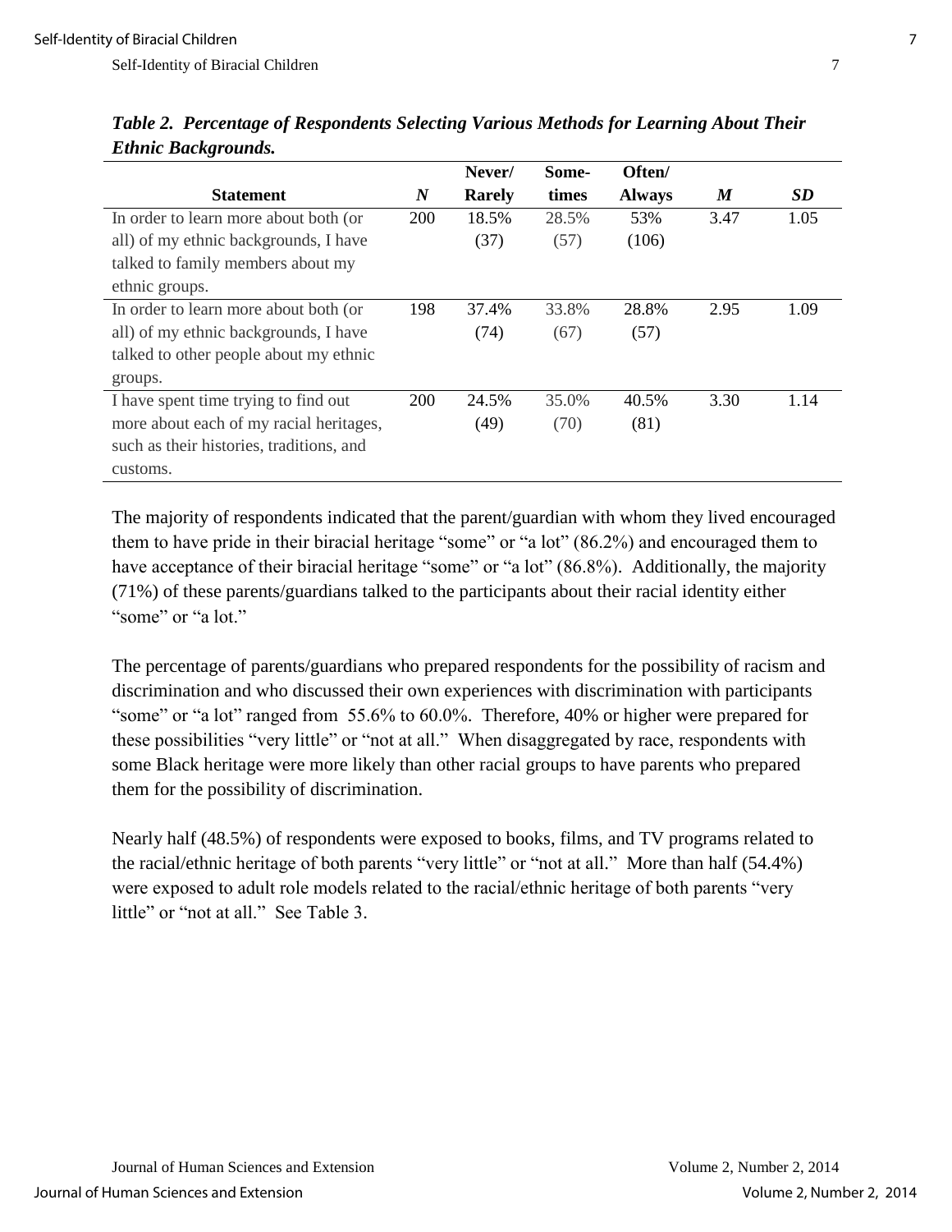***Table 2. Percentage of Respondents Selecting Various Methods for Learning About Their Ethnic Backgrounds.***

| Statement | *N* | Never/ Rarely | Some-times | Often/ Always | *M* | *SD* |
|---|---|---|---|---|---|---|
| In order to learn more about both (or all) of my ethnic backgrounds, I have talked to family members about my ethnic groups. | 200 | 18.5% (37) | 28.5% (57) | 53% (106) | 3.47 | 1.05 |
| In order to learn more about both (or all) of my ethnic backgrounds, I have talked to other people about my ethnic groups. | 198 | 37.4% (74) | 33.8% (67) | 28.8% (57) | 2.95 | 1.09 |
| I have spent time trying to find out more about each of my racial heritages, such as their histories, traditions, and customs. | 200 | 24.5% (49) | 35.0% (70) | 40.5% (81) | 3.30 | 1.14 |

The majority of respondents indicated that the parent/guardian with whom they lived encouraged them to have pride in their biracial heritage "some" or "a lot" (86.2%) and encouraged them to have acceptance of their biracial heritage "some" or "a lot" (86.8%). Additionally, the majority (71%) of these parents/guardians talked to the participants about their racial identity either "some" or "a lot."

The percentage of parents/guardians who prepared respondents for the possibility of racism and discrimination and who discussed their own experiences with discrimination with participants "some" or "a lot" ranged from 55.6% to 60.0%. Therefore, 40% or higher were prepared for these possibilities "very little" or "not at all." When disaggregated by race, respondents with some Black heritage were more likely than other racial groups to have parents who prepared them for the possibility of discrimination.

Nearly half (48.5%) of respondents were exposed to books, films, and TV programs related to the racial/ethnic heritage of both parents "very little" or "not at all." More than half (54.4%) were exposed to adult role models related to the racial/ethnic heritage of both parents "very little" or "not at all." See Table 3.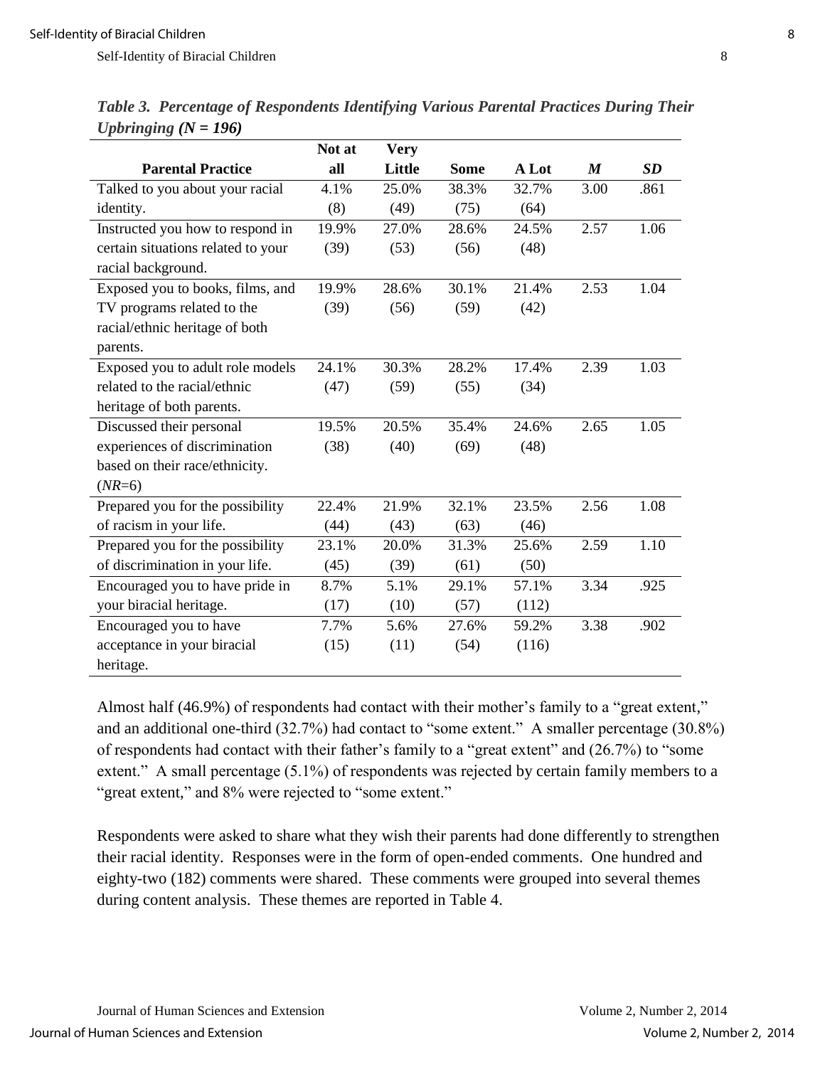***Table 3. Percentage of Respondents Identifying Various Parental Practices During Their Upbringing (N = 196)***

| Parental Practice | Not at all | Very Little | Some | A Lot | *M* | *SD* |
|---|---|---|---|---|---|---|
| Talked to you about your racial identity. | 4.1% (8) | 25.0% (49) | 38.3% (75) | 32.7% (64) | 3.00 | .861 |
| Instructed you how to respond in certain situations related to your racial background. | 19.9% (39) | 27.0% (53) | 28.6% (56) | 24.5% (48) | 2.57 | 1.06 |
| Exposed you to books, films, and TV programs related to the racial/ethnic heritage of both parents. | 19.9% (39) | 28.6% (56) | 30.1% (59) | 21.4% (42) | 2.53 | 1.04 |
| Exposed you to adult role models related to the racial/ethnic heritage of both parents. | 24.1% (47) | 30.3% (59) | 28.2% (55) | 17.4% (34) | 2.39 | 1.03 |
| Discussed their personal experiences of discrimination based on their race/ethnicity. (*NR*=6) | 19.5% (38) | 20.5% (40) | 35.4% (69) | 24.6% (48) | 2.65 | 1.05 |
| Prepared you for the possibility of racism in your life. | 22.4% (44) | 21.9% (43) | 32.1% (63) | 23.5% (46) | 2.56 | 1.08 |
| Prepared you for the possibility of discrimination in your life. | 23.1% (45) | 20.0% (39) | 31.3% (61) | 25.6% (50) | 2.59 | 1.10 |
| Encouraged you to have pride in your biracial heritage. | 8.7% (17) | 5.1% (10) | 29.1% (57) | 57.1% (112) | 3.34 | .925 |
| Encouraged you to have acceptance in your biracial heritage. | 7.7% (15) | 5.6% (11) | 27.6% (54) | 59.2% (116) | 3.38 | .902 |

Almost half (46.9%) of respondents had contact with their mother's family to a "great extent," and an additional one-third (32.7%) had contact to "some extent." A smaller percentage (30.8%) of respondents had contact with their father's family to a "great extent" and (26.7%) to "some extent." A small percentage (5.1%) of respondents was rejected by certain family members to a "great extent," and 8% were rejected to "some extent."

Respondents were asked to share what they wish their parents had done differently to strengthen their racial identity. Responses were in the form of open-ended comments. One hundred and eighty-two (182) comments were shared. These comments were grouped into several themes during content analysis. These themes are reported in Table 4.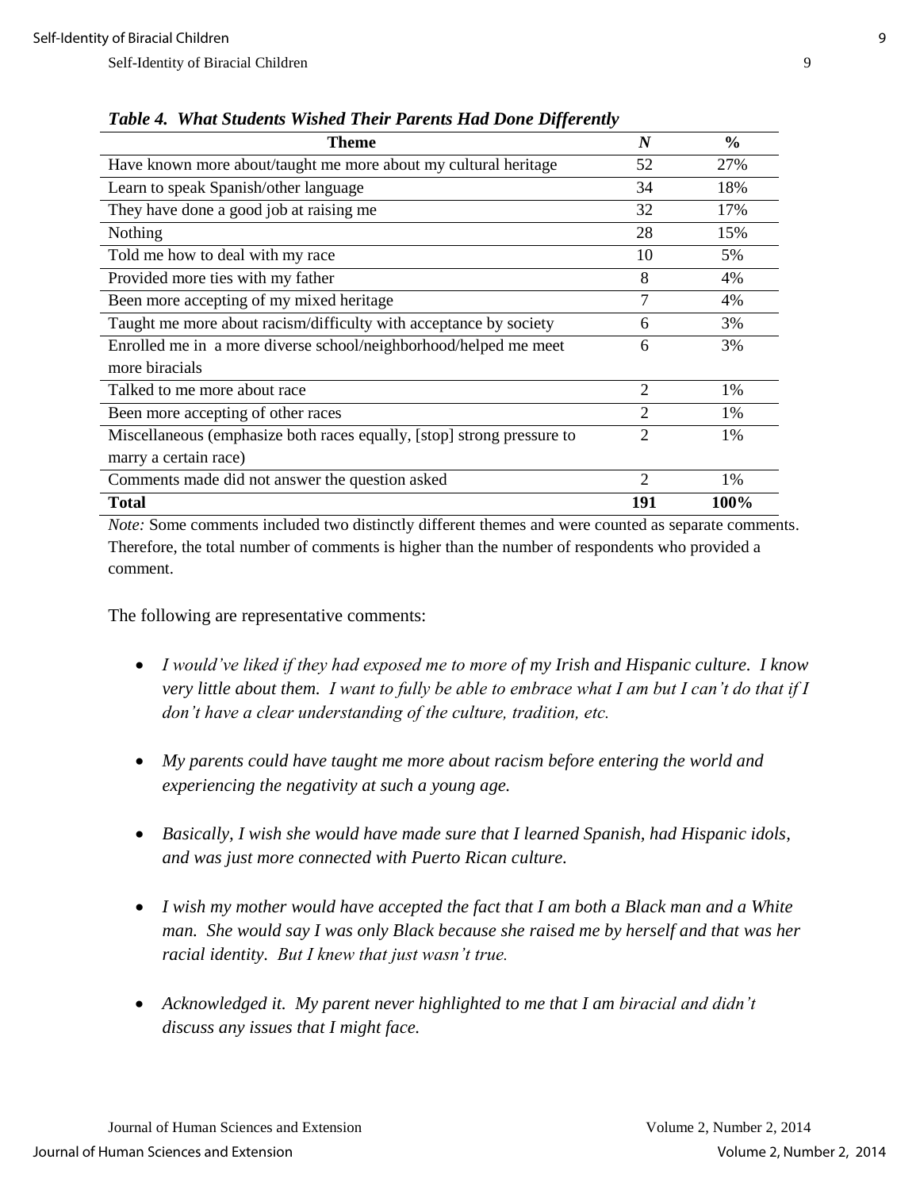*Table 4. What Students Wished Their Parents Had Done Differently*

| Theme | *N* | % |
|---|---|---|
| Have known more about/taught me more about my cultural heritage | 52 | 27% |
| Learn to speak Spanish/other language | 34 | 18% |
| They have done a good job at raising me | 32 | 17% |
| Nothing | 28 | 15% |
| Told me how to deal with my race | 10 | 5% |
| Provided more ties with my father | 8 | 4% |
| Been more accepting of my mixed heritage | 7 | 4% |
| Taught me more about racism/difficulty with acceptance by society | 6 | 3% |
| Enrolled me in a more diverse school/neighborhood/helped me meet more biracials | 6 | 3% |
| Talked to me more about race | 2 | 1% |
| Been more accepting of other races | 2 | 1% |
| Miscellaneous (emphasize both races equally, [stop] strong pressure to marry a certain race) | 2 | 1% |
| Comments made did not answer the question asked | 2 | 1% |
| **Total** | **191** | **100%** |

*Note:* Some comments included two distinctly different themes and were counted as separate comments. Therefore, the total number of comments is higher than the number of respondents who provided a comment.

The following are representative comments:

- *I would've liked if they had exposed me to more of my Irish and Hispanic culture. I know very little about them. I want to fully be able to embrace what I am but I can't do that if I don't have a clear understanding of the culture, tradition, etc.*

- *My parents could have taught me more about racism before entering the world and experiencing the negativity at such a young age.*

- *Basically, I wish she would have made sure that I learned Spanish, had Hispanic idols, and was just more connected with Puerto Rican culture.*

- *I wish my mother would have accepted the fact that I am both a Black man and a White man. She would say I was only Black because she raised me by herself and that was her racial identity. But I knew that just wasn't true.*

- *Acknowledged it. My parent never highlighted to me that I am biracial and didn't discuss any issues that I might face.*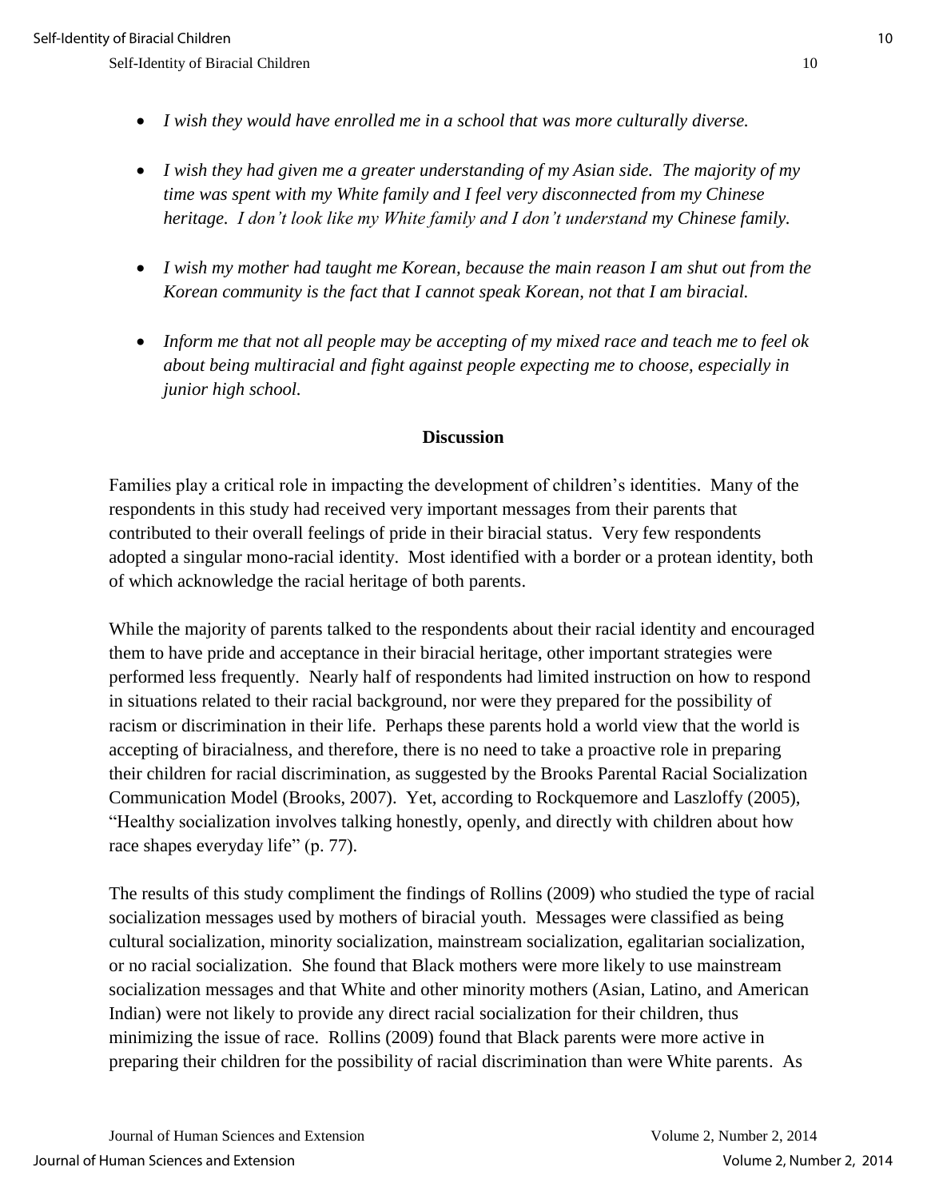- *I wish they would have enrolled me in a school that was more culturally diverse.*

- *I wish they had given me a greater understanding of my Asian side. The majority of my time was spent with my White family and I feel very disconnected from my Chinese heritage. I don't look like my White family and I don't understand my Chinese family.*

- *I wish my mother had taught me Korean, because the main reason I am shut out from the Korean community is the fact that I cannot speak Korean, not that I am biracial.*

- *Inform me that not all people may be accepting of my mixed race and teach me to feel ok about being multiracial and fight against people expecting me to choose, especially in junior high school.*

## Discussion

Families play a critical role in impacting the development of children's identities. Many of the respondents in this study had received very important messages from their parents that contributed to their overall feelings of pride in their biracial status. Very few respondents adopted a singular mono-racial identity. Most identified with a border or a protean identity, both of which acknowledge the racial heritage of both parents.

While the majority of parents talked to the respondents about their racial identity and encouraged them to have pride and acceptance in their biracial heritage, other important strategies were performed less frequently. Nearly half of respondents had limited instruction on how to respond in situations related to their racial background, nor were they prepared for the possibility of racism or discrimination in their life. Perhaps these parents hold a world view that the world is accepting of biracialness, and therefore, there is no need to take a proactive role in preparing their children for racial discrimination, as suggested by the Brooks Parental Racial Socialization Communication Model (Brooks, 2007). Yet, according to Rockquemore and Laszloffy (2005), "Healthy socialization involves talking honestly, openly, and directly with children about how race shapes everyday life" (p. 77).

The results of this study compliment the findings of Rollins (2009) who studied the type of racial socialization messages used by mothers of biracial youth. Messages were classified as being cultural socialization, minority socialization, mainstream socialization, egalitarian socialization, or no racial socialization. She found that Black mothers were more likely to use mainstream socialization messages and that White and other minority mothers (Asian, Latino, and American Indian) were not likely to provide any direct racial socialization for their children, thus minimizing the issue of race. Rollins (2009) found that Black parents were more active in preparing their children for the possibility of racial discrimination than were White parents. As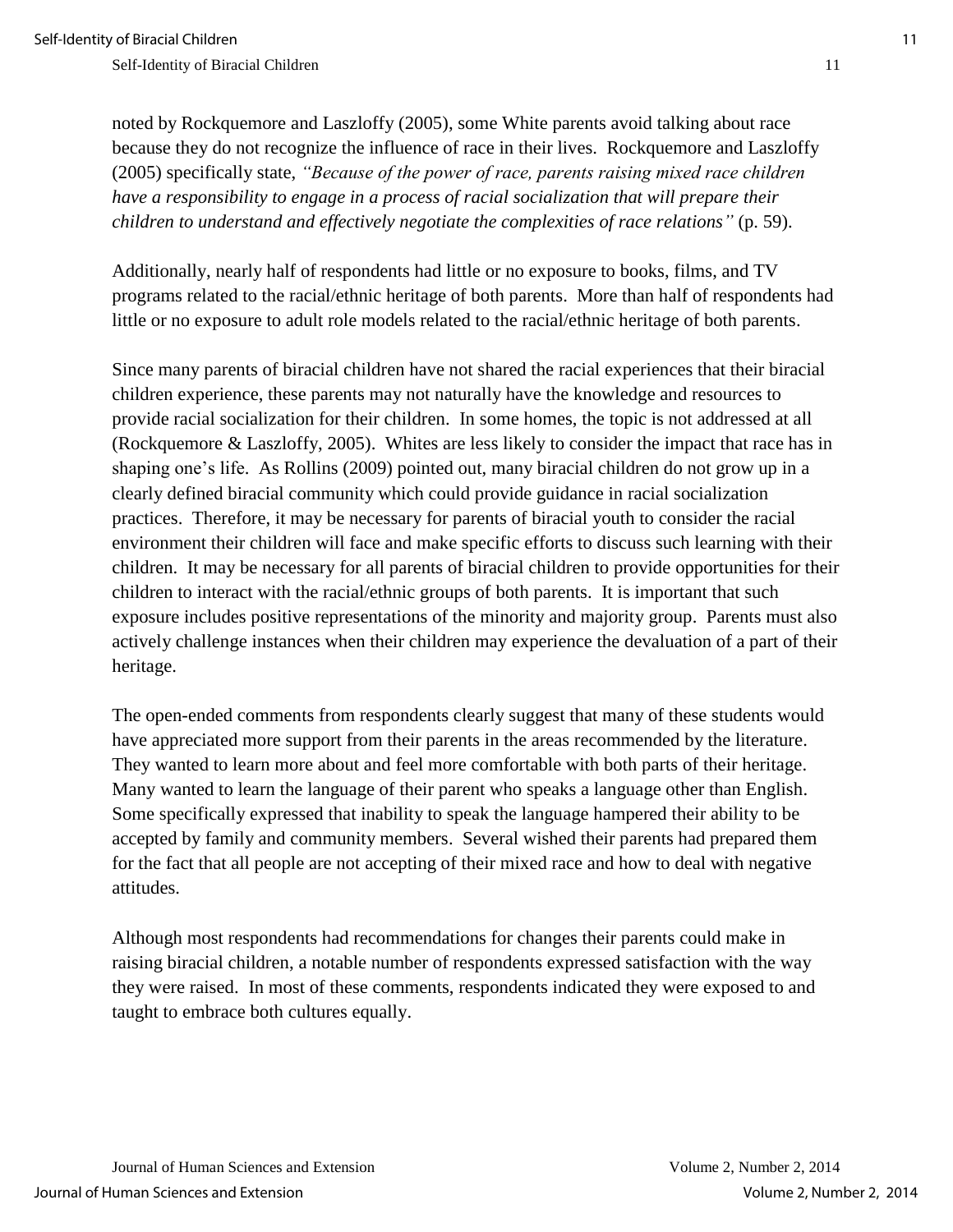noted by Rockquemore and Laszloffy (2005), some White parents avoid talking about race because they do not recognize the influence of race in their lives. Rockquemore and Laszloffy (2005) specifically state, *"Because of the power of race, parents raising mixed race children have a responsibility to engage in a process of racial socialization that will prepare their children to understand and effectively negotiate the complexities of race relations"* (p. 59).

Additionally, nearly half of respondents had little or no exposure to books, films, and TV programs related to the racial/ethnic heritage of both parents. More than half of respondents had little or no exposure to adult role models related to the racial/ethnic heritage of both parents.

Since many parents of biracial children have not shared the racial experiences that their biracial children experience, these parents may not naturally have the knowledge and resources to provide racial socialization for their children. In some homes, the topic is not addressed at all (Rockquemore & Laszloffy, 2005). Whites are less likely to consider the impact that race has in shaping one's life. As Rollins (2009) pointed out, many biracial children do not grow up in a clearly defined biracial community which could provide guidance in racial socialization practices. Therefore, it may be necessary for parents of biracial youth to consider the racial environment their children will face and make specific efforts to discuss such learning with their children. It may be necessary for all parents of biracial children to provide opportunities for their children to interact with the racial/ethnic groups of both parents. It is important that such exposure includes positive representations of the minority and majority group. Parents must also actively challenge instances when their children may experience the devaluation of a part of their heritage.

The open-ended comments from respondents clearly suggest that many of these students would have appreciated more support from their parents in the areas recommended by the literature. They wanted to learn more about and feel more comfortable with both parts of their heritage. Many wanted to learn the language of their parent who speaks a language other than English. Some specifically expressed that inability to speak the language hampered their ability to be accepted by family and community members. Several wished their parents had prepared them for the fact that all people are not accepting of their mixed race and how to deal with negative attitudes.

Although most respondents had recommendations for changes their parents could make in raising biracial children, a notable number of respondents expressed satisfaction with the way they were raised. In most of these comments, respondents indicated they were exposed to and taught to embrace both cultures equally.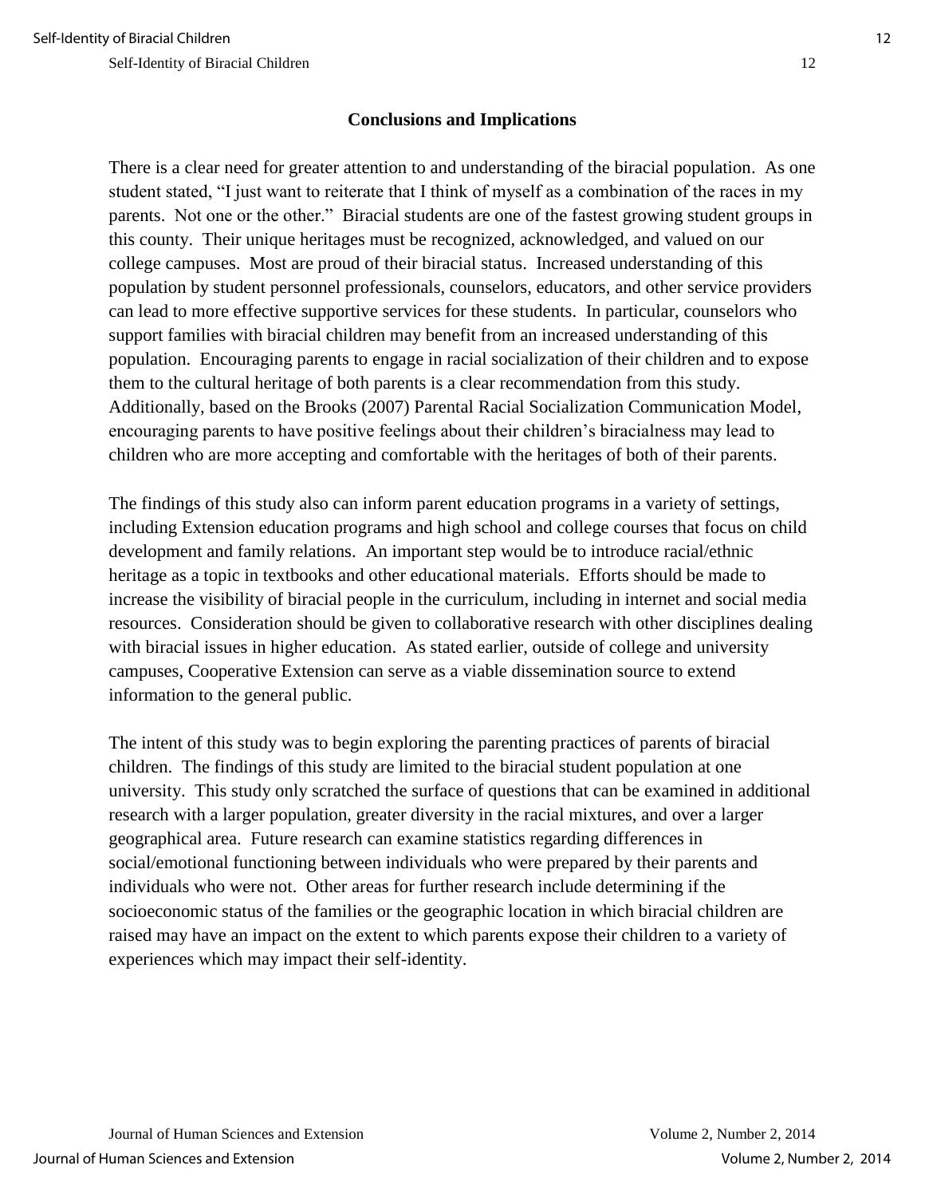## Conclusions and Implications

There is a clear need for greater attention to and understanding of the biracial population. As one student stated, "I just want to reiterate that I think of myself as a combination of the races in my parents. Not one or the other." Biracial students are one of the fastest growing student groups in this county. Their unique heritages must be recognized, acknowledged, and valued on our college campuses. Most are proud of their biracial status. Increased understanding of this population by student personnel professionals, counselors, educators, and other service providers can lead to more effective supportive services for these students. In particular, counselors who support families with biracial children may benefit from an increased understanding of this population. Encouraging parents to engage in racial socialization of their children and to expose them to the cultural heritage of both parents is a clear recommendation from this study. Additionally, based on the Brooks (2007) Parental Racial Socialization Communication Model, encouraging parents to have positive feelings about their children's biracialness may lead to children who are more accepting and comfortable with the heritages of both of their parents.

The findings of this study also can inform parent education programs in a variety of settings, including Extension education programs and high school and college courses that focus on child development and family relations. An important step would be to introduce racial/ethnic heritage as a topic in textbooks and other educational materials. Efforts should be made to increase the visibility of biracial people in the curriculum, including in internet and social media resources. Consideration should be given to collaborative research with other disciplines dealing with biracial issues in higher education. As stated earlier, outside of college and university campuses, Cooperative Extension can serve as a viable dissemination source to extend information to the general public.

The intent of this study was to begin exploring the parenting practices of parents of biracial children. The findings of this study are limited to the biracial student population at one university. This study only scratched the surface of questions that can be examined in additional research with a larger population, greater diversity in the racial mixtures, and over a larger geographical area. Future research can examine statistics regarding differences in social/emotional functioning between individuals who were prepared by their parents and individuals who were not. Other areas for further research include determining if the socioeconomic status of the families or the geographic location in which biracial children are raised may have an impact on the extent to which parents expose their children to a variety of experiences which may impact their self-identity.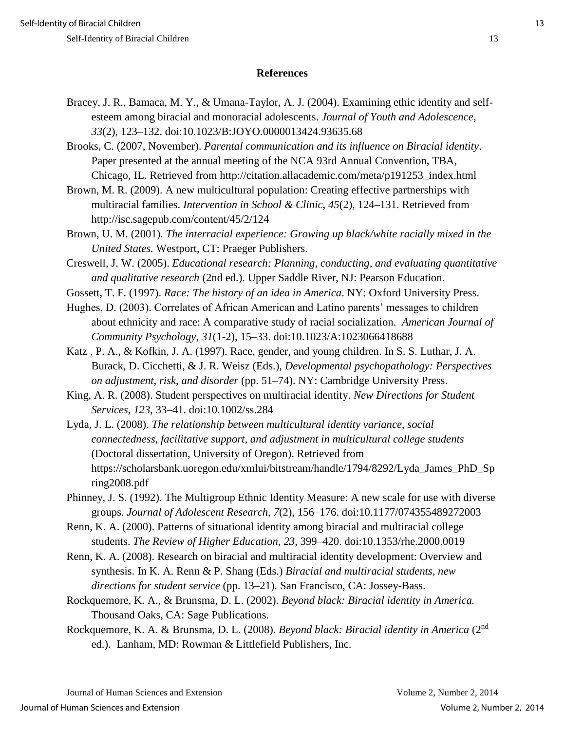## References

Bracey, J. R., Bamaca, M. Y., & Umana-Taylor, A. J. (2004). Examining ethic identity and self-esteem among biracial and monoracial adolescents. *Journal of Youth and Adolescence, 33*(2), 123–132. doi:10.1023/B:JOYO.0000013424.93635.68

Brooks, C. (2007, November). *Parental communication and its influence on Biracial identity*. Paper presented at the annual meeting of the NCA 93rd Annual Convention, TBA, Chicago, IL. Retrieved from http://citation.allacademic.com/meta/p191253_index.html

Brown, M. R. (2009). A new multicultural population: Creating effective partnerships with multiracial families. *Intervention in School & Clinic, 45*(2), 124–131. Retrieved from http://isc.sagepub.com/content/45/2/124

Brown, U. M. (2001). *The interracial experience: Growing up black/white racially mixed in the United States.* Westport, CT: Praeger Publishers.

Creswell, J. W. (2005). *Educational research: Planning, conducting, and evaluating quantitative and qualitative research* (2nd ed.). Upper Saddle River, NJ: Pearson Education.

Gossett, T. F. (1997). *Race: The history of an idea in America*. NY: Oxford University Press.

Hughes, D. (2003). Correlates of African American and Latino parents' messages to children about ethnicity and race: A comparative study of racial socialization. *American Journal of Community Psychology, 31*(1-2), 15–33. doi:10.1023/A:1023066418688

Katz , P. A., & Kofkin, J. A. (1997). Race, gender, and young children. In S. S. Luthar, J. A. Burack, D. Cicchetti, & J. R. Weisz (Eds.), *Developmental psychopathology: Perspectives on adjustment, risk, and disorder* (pp. 51–74). NY: Cambridge University Press.

King, A. R. (2008). Student perspectives on multiracial identity. *New Directions for Student Services, 123*, 33–41. doi:10.1002/ss.284

Lyda, J. L. (2008). *The relationship between multicultural identity variance, social connectedness, facilitative support, and adjustment in multicultural college students* (Doctoral dissertation, University of Oregon). Retrieved from https://scholarsbank.uoregon.edu/xmlui/bitstream/handle/1794/8292/Lyda_James_PhD_Spring2008.pdf

Phinney, J. S. (1992). The Multigroup Ethnic Identity Measure: A new scale for use with diverse groups. *Journal of Adolescent Research, 7*(2), 156–176. doi:10.1177/074355489272003

Renn, K. A. (2000). Patterns of situational identity among biracial and multiracial college students. *The Review of Higher Education, 23*, 399–420. doi:10.1353/rhe.2000.0019

Renn, K. A. (2008). Research on biracial and multiracial identity development: Overview and synthesis. In K. A. Renn & P. Shang (Eds.) *Biracial and multiracial students, new directions for student service* (pp. 13–21)*.* San Francisco, CA: Jossey-Bass.

Rockquemore, K. A., & Brunsma, D. L. (2002). *Beyond black: Biracial identity in America.* Thousand Oaks, CA: Sage Publications.

Rockquemore, K. A. & Brunsma, D. L. (2008). *Beyond black: Biracial identity in America* (2nd ed.). Lanham, MD: Rowman & Littlefield Publishers, Inc.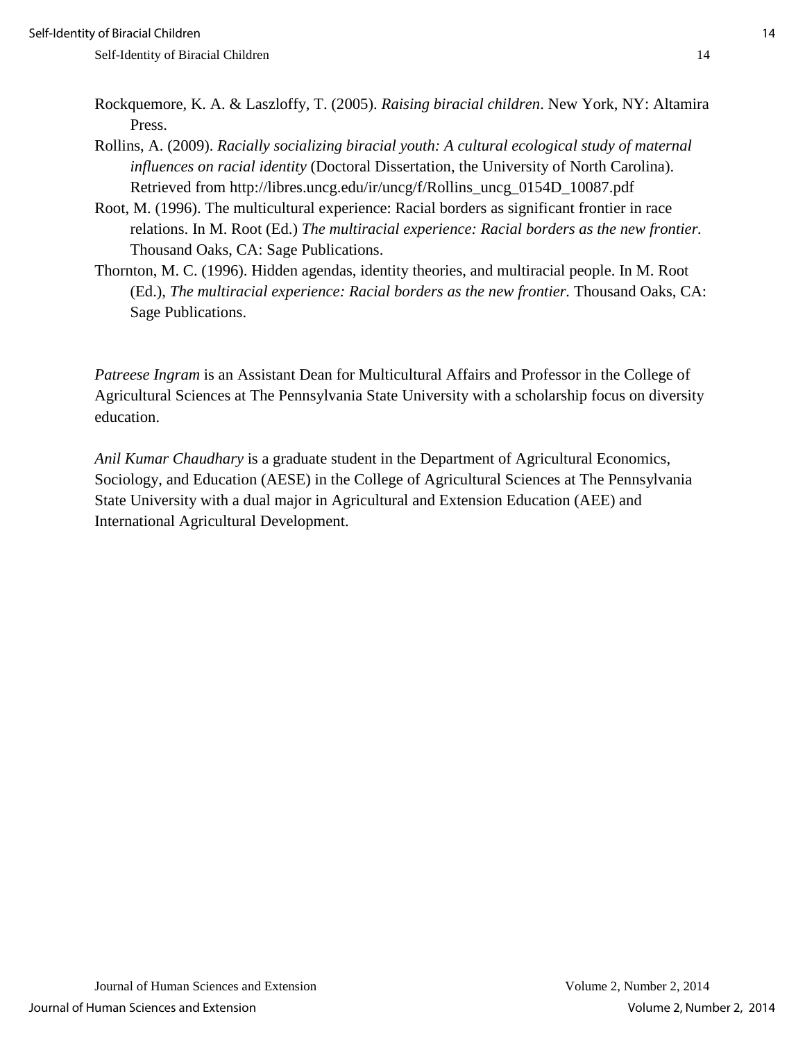Rockquemore, K. A. & Laszloffy, T. (2005). *Raising biracial children*. New York, NY: Altamira Press.

Rollins, A. (2009). *Racially socializing biracial youth: A cultural ecological study of maternal influences on racial identity* (Doctoral Dissertation, the University of North Carolina). Retrieved from http://libres.uncg.edu/ir/uncg/f/Rollins_uncg_0154D_10087.pdf

Root, M. (1996). The multicultural experience: Racial borders as significant frontier in race relations. In M. Root (Ed.) *The multiracial experience: Racial borders as the new frontier*. Thousand Oaks, CA: Sage Publications.

Thornton, M. C. (1996). Hidden agendas, identity theories, and multiracial people. In M. Root (Ed.), *The multiracial experience: Racial borders as the new frontier.* Thousand Oaks, CA: Sage Publications.

*Patreese Ingram* is an Assistant Dean for Multicultural Affairs and Professor in the College of Agricultural Sciences at The Pennsylvania State University with a scholarship focus on diversity education.

*Anil Kumar Chaudhary* is a graduate student in the Department of Agricultural Economics, Sociology, and Education (AESE) in the College of Agricultural Sciences at The Pennsylvania State University with a dual major in Agricultural and Extension Education (AEE) and International Agricultural Development.